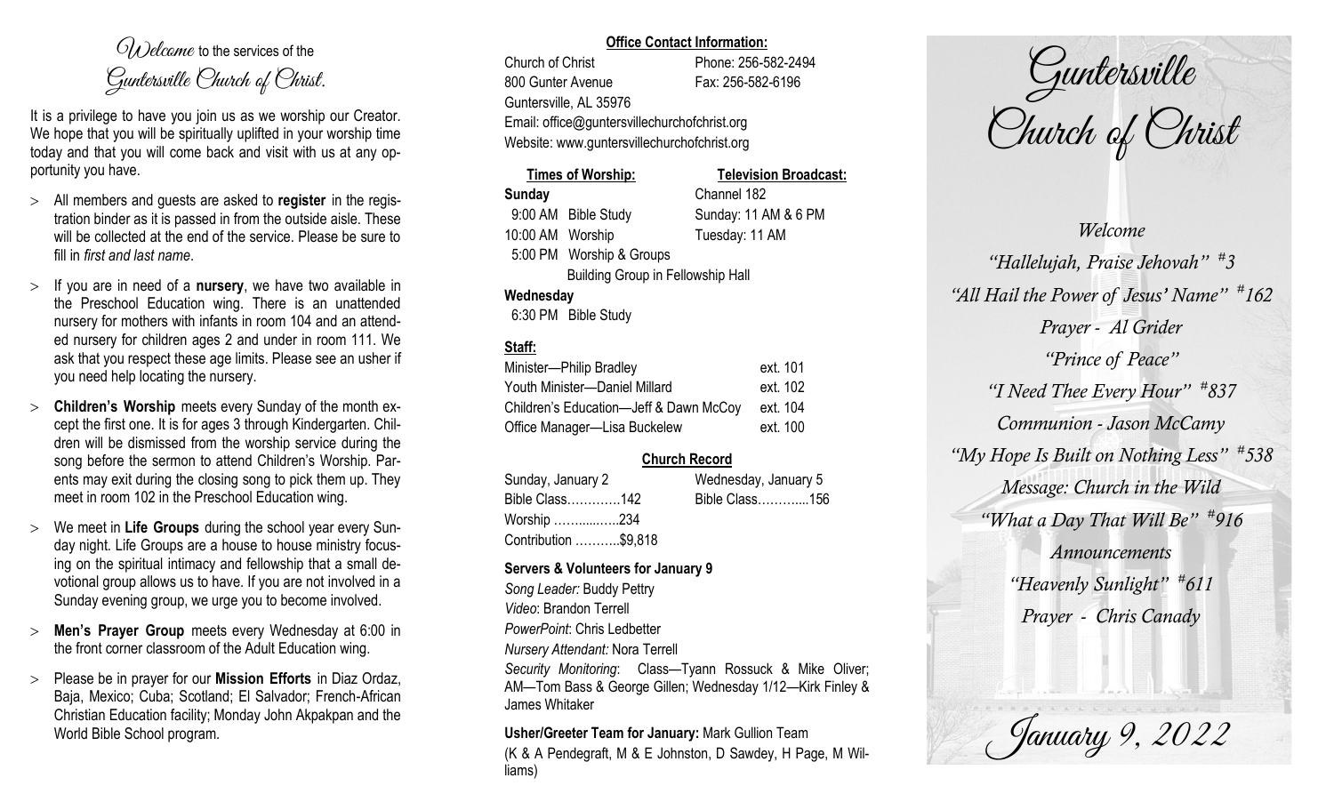*Welcome* to the services of the *Guntersville Church of Christ.*

It is a privilege to have you join us as we worship our Creator. We hope that you will be spiritually uplifted in your worship time today and that you will come back and visit with us at any opportunity you have.

- All members and guests are asked to **register** in the registration binder as it is passed in from the outside aisle. These will be collected at the end of the service. Please be sure to fill in *first and last name*.
- If you are in need of a **nursery**, we have two available in the Preschool Education wing. There is an unattended nursery for mothers with infants in room 104 and an attended nursery for children ages 2 and under in room 111. We ask that you respect these age limits. Please see an usher if you need help locating the nursery.
- **Children's Worship** meets every Sunday of the month except the first one. It is for ages 3 through Kindergarten. Children will be dismissed from the worship service during the song before the sermon to attend Children's Worship. Parents may exit during the closing song to pick them up. They meet in room 102 in the Preschool Education wing.
- We meet in **Life Groups** during the school year every Sunday night. Life Groups are a house to house ministry focusing on the spiritual intimacy and fellowship that a small devotional group allows us to have. If you are not involved in a Sunday evening group, we urge you to become involved.
- **Men's Prayer Group** meets every Wednesday at 6:00 in the front corner classroom of the Adult Education wing.
- Please be in prayer for our **Mission Efforts** in Diaz Ordaz, Baja, Mexico; Cuba; Scotland; El Salvador; French-African Christian Education facility; Monday John Akpakpan and the World Bible School program.

**Office Contact Information:**

Church of Christ — Phone: 256-582-2494
800 Gunter Avenue — Fax: 256-582-6196
Guntersville, AL 35976
Email: office@guntersvillechurchofchrist.org
Website: www.guntersvillechurchofchrist.org

**Times of Worship:**

**Sunday**
9:00 AM Bible Study
10:00 AM Worship
5:00 PM Worship & Groups
Building Group in Fellowship Hall

**Wednesday**
6:30 PM Bible Study

**Television Broadcast:**

Channel 182
Sunday: 11 AM & 6 PM
Tuesday: 11 AM

**Staff:**

| | |
|---|---|
| Minister—Philip Bradley | ext. 101 |
| Youth Minister—Daniel Millard | ext. 102 |
| Children's Education—Jeff & Dawn McCoy | ext. 104 |
| Office Manager—Lisa Buckelew | ext. 100 |

**Church Record**

| Sunday, January 2 | Wednesday, January 5 |
|---|---|
| Bible Class…………142 | Bible Class………...156 |
| Worship ……......…..234 | |
| Contribution ………..$9,818 | |

**Servers & Volunteers for January 9**

*Song Leader:* Buddy Pettry
*Video*: Brandon Terrell
*PowerPoint*: Chris Ledbetter
*Nursery Attendant:* Nora Terrell
*Security Monitoring*: Class—Tyann Rossuck & Mike Oliver; AM—Tom Bass & George Gillen; Wednesday 1/12—Kirk Finley & James Whitaker

**Usher/Greeter Team for January:** Mark Gullion Team
(K & A Pendegraft, M & E Johnston, D Sawdey, H Page, M Williams)

# Guntersville Church of Christ

*Welcome*
*"Hallelujah, Praise Jehovah" #3*
*"All Hail the Power of Jesus' Name" #162*
*Prayer - Al Grider*
*"Prince of Peace"*
*"I Need Thee Every Hour" #837*
*Communion - Jason McCamy*
*"My Hope Is Built on Nothing Less" #538*
*Message: Church in the Wild*
*"What a Day That Will Be" #916*
*Announcements*
*"Heavenly Sunlight" #611*
*Prayer - Chris Canady*

*January 9, 2022*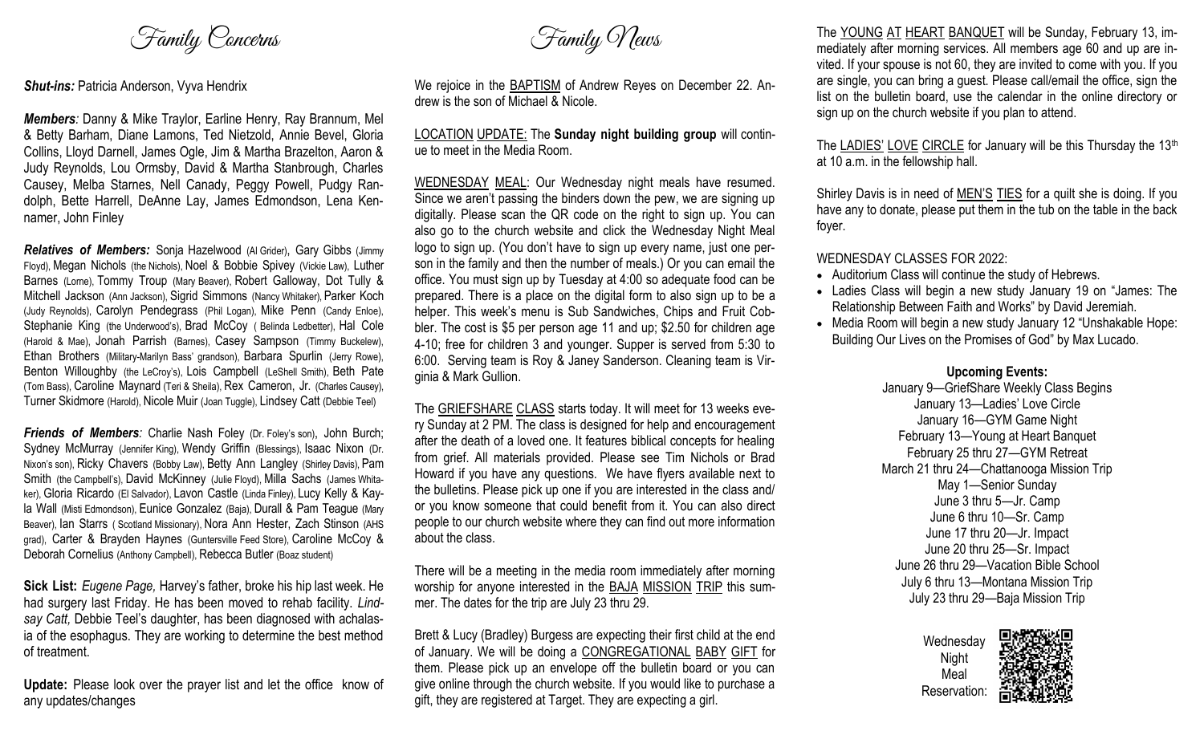# Family Concerns

***Shut-ins:*** Patricia Anderson, Vyva Hendrix

***Members:*** Danny & Mike Traylor, Earline Henry, Ray Brannum, Mel & Betty Barham, Diane Lamons, Ted Nietzold, Annie Bevel, Gloria Collins, Lloyd Darnell, James Ogle, Jim & Martha Brazelton, Aaron & Judy Reynolds, Lou Ormsby, David & Martha Stanbrough, Charles Causey, Melba Starnes, Nell Canady, Peggy Powell, Pudgy Randolph, Bette Harrell, DeAnne Lay, James Edmondson, Lena Kennamer, John Finley

***Relatives of Members:*** Sonja Hazelwood (Al Grider), Gary Gibbs (Jimmy Floyd), Megan Nichols (the Nichols), Noel & Bobbie Spivey (Vickie Law), Luther Barnes (Lorne), Tommy Troup (Mary Beaver), Robert Galloway, Dot Tully & Mitchell Jackson (Ann Jackson), Sigrid Simmons (Nancy Whitaker), Parker Koch (Judy Reynolds), Carolyn Pendegrass (Phil Logan), Mike Penn (Candy Enloe), Stephanie King (the Underwood's), Brad McCoy ( Belinda Ledbetter), Hal Cole (Harold & Mae), Jonah Parrish (Barnes), Casey Sampson (Timmy Buckelew), Ethan Brothers (Military-Marilyn Bass' grandson), Barbara Spurlin (Jerry Rowe), Benton Willoughby (the LeCroy's), Lois Campbell (LeShell Smith), Beth Pate (Tom Bass), Caroline Maynard (Teri & Sheila), Rex Cameron, Jr. (Charles Causey), Turner Skidmore (Harold), Nicole Muir (Joan Tuggle), Lindsey Catt (Debbie Teel)

***Friends of Members:*** Charlie Nash Foley (Dr. Foley's son), John Burch; Sydney McMurray (Jennifer King), Wendy Griffin (Blessings), Isaac Nixon (Dr. Nixon's son), Ricky Chavers (Bobby Law), Betty Ann Langley (Shirley Davis), Pam Smith (the Campbell's), David McKinney (Julie Floyd), Milla Sachs (James Whitaker), Gloria Ricardo (El Salvador), Lavon Castle (Linda Finley), Lucy Kelly & Kayla Wall (Misti Edmondson), Eunice Gonzalez (Baja), Durall & Pam Teague (Mary Beaver), Ian Starrs ( Scotland Missionary), Nora Ann Hester, Zach Stinson (AHS grad), Carter & Brayden Haynes (Guntersville Feed Store), Caroline McCoy & Deborah Cornelius (Anthony Campbell), Rebecca Butler (Boaz student)

**Sick List:** *Eugene Page,* Harvey's father, broke his hip last week. He had surgery last Friday. He has been moved to rehab facility. *Lindsay Catt,* Debbie Teel's daughter, has been diagnosed with achalasia of the esophagus. They are working to determine the best method of treatment.

**Update:** Please look over the prayer list and let the office know of any updates/changes

# Family News

We rejoice in the BAPTISM of Andrew Reyes on December 22. Andrew is the son of Michael & Nicole.

LOCATION UPDATE: The **Sunday night building group** will continue to meet in the Media Room.

WEDNESDAY MEAL: Our Wednesday night meals have resumed. Since we aren't passing the binders down the pew, we are signing up digitally. Please scan the QR code on the right to sign up. You can also go to the church website and click the Wednesday Night Meal logo to sign up. (You don't have to sign up every name, just one person in the family and then the number of meals.) Or you can email the office. You must sign up by Tuesday at 4:00 so adequate food can be prepared. There is a place on the digital form to also sign up to be a helper. This week's menu is Sub Sandwiches, Chips and Fruit Cobbler. The cost is $5 per person age 11 and up; $2.50 for children age 4-10; free for children 3 and younger. Supper is served from 5:30 to 6:00. Serving team is Roy & Janey Sanderson. Cleaning team is Virginia & Mark Gullion.

The GRIEFSHARE CLASS starts today. It will meet for 13 weeks every Sunday at 2 PM. The class is designed for help and encouragement after the death of a loved one. It features biblical concepts for healing from grief. All materials provided. Please see Tim Nichols or Brad Howard if you have any questions. We have flyers available next to the bulletins. Please pick up one if you are interested in the class and/or you know someone that could benefit from it. You can also direct people to our church website where they can find out more information about the class.

There will be a meeting in the media room immediately after morning worship for anyone interested in the BAJA MISSION TRIP this summer. The dates for the trip are July 23 thru 29.

Brett & Lucy (Bradley) Burgess are expecting their first child at the end of January. We will be doing a CONGREGATIONAL BABY GIFT for them. Please pick up an envelope off the bulletin board or you can give online through the church website. If you would like to purchase a gift, they are registered at Target. They are expecting a girl.

The YOUNG AT HEART BANQUET will be Sunday, February 13, immediately after morning services. All members age 60 and up are invited. If your spouse is not 60, they are invited to come with you. If you are single, you can bring a guest. Please call/email the office, sign the list on the bulletin board, use the calendar in the online directory or sign up on the church website if you plan to attend.

The LADIES' LOVE CIRCLE for January will be this Thursday the 13th at 10 a.m. in the fellowship hall.

Shirley Davis is in need of MEN'S TIES for a quilt she is doing. If you have any to donate, please put them in the tub on the table in the back foyer.

WEDNESDAY CLASSES FOR 2022:

- Auditorium Class will continue the study of Hebrews.
- Ladies Class will begin a new study January 19 on "James: The Relationship Between Faith and Works" by David Jeremiah.
- Media Room will begin a new study January 12 "Unshakable Hope: Building Our Lives on the Promises of God" by Max Lucado.

**Upcoming Events:**

January 9—GriefShare Weekly Class Begins
January 13—Ladies' Love Circle
January 16—GYM Game Night
February 13—Young at Heart Banquet
February 25 thru 27—GYM Retreat
March 21 thru 24—Chattanooga Mission Trip
May 1—Senior Sunday
June 3 thru 5—Jr. Camp
June 6 thru 10—Sr. Camp
June 17 thru 20—Jr. Impact
June 20 thru 25—Sr. Impact
June 26 thru 29—Vacation Bible School
July 6 thru 13—Montana Mission Trip
July 23 thru 29—Baja Mission Trip

Wednesday Night Meal Reservation: